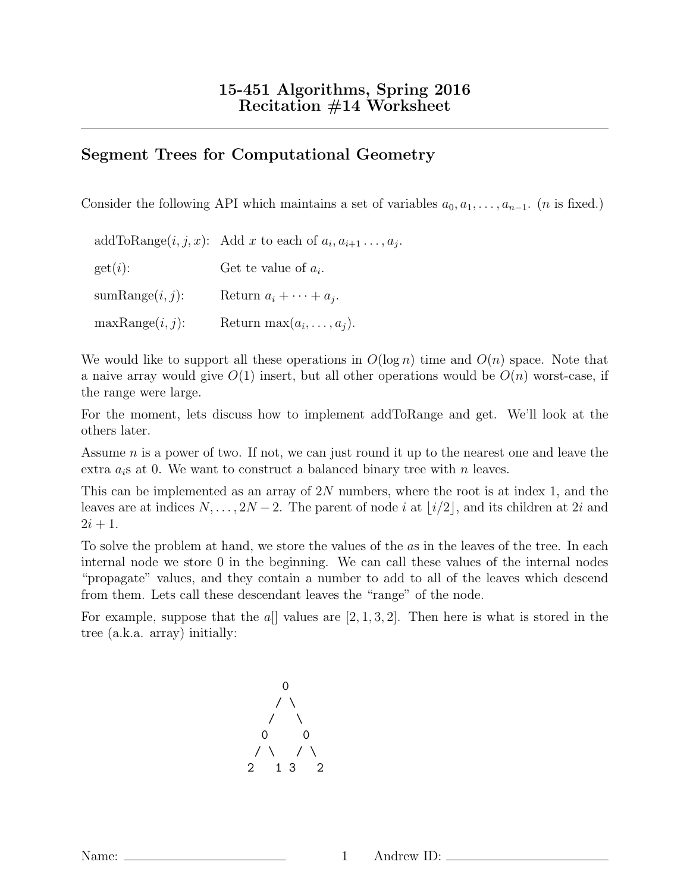# 15-451 Algorithms, Spring 2016
# Recitation #14 Worksheet

## Segment Trees for Computational Geometry

Consider the following API which maintains a set of variables $a_0, a_1, \ldots, a_{n-1}$. ($n$ is fixed.)

addToRange($i, j, x$): Add $x$ to each of $a_i, a_{i+1} \ldots, a_j$.

get($i$): Get te value of $a_i$.

sumRange($i, j$): Return $a_i + \cdots + a_j$.

maxRange($i, j$): Return $\max(a_i, \ldots, a_j)$.

We would like to support all these operations in $O(\log n)$ time and $O(n)$ space. Note that a naive array would give $O(1)$ insert, but all other operations would be $O(n)$ worst-case, if the range were large.

For the moment, lets discuss how to implement addToRange and get. We'll look at the others later.

Assume $n$ is a power of two. If not, we can just round it up to the nearest one and leave the extra $a_i$s at 0. We want to construct a balanced binary tree with $n$ leaves.

This can be implemented as an array of $2N$ numbers, where the root is at index 1, and the leaves are at indices $N, \ldots, 2N-2$. The parent of node $i$ at $\lfloor i/2 \rfloor$, and its children at $2i$ and $2i+1$.

To solve the problem at hand, we store the values of the $a$s in the leaves of the tree. In each internal node we store 0 in the beginning. We can call these values of the internal nodes "propagate" values, and they contain a number to add to all of the leaves which descend from them. Lets call these descendant leaves the "range" of the node.

For example, suppose that the $a[]$ values are $[2, 1, 3, 2]$. Then here is what is stored in the tree (a.k.a. array) initially:

```
         0
        / \
       /   \
      0     0
     / \   / \
    2   1 3   2
```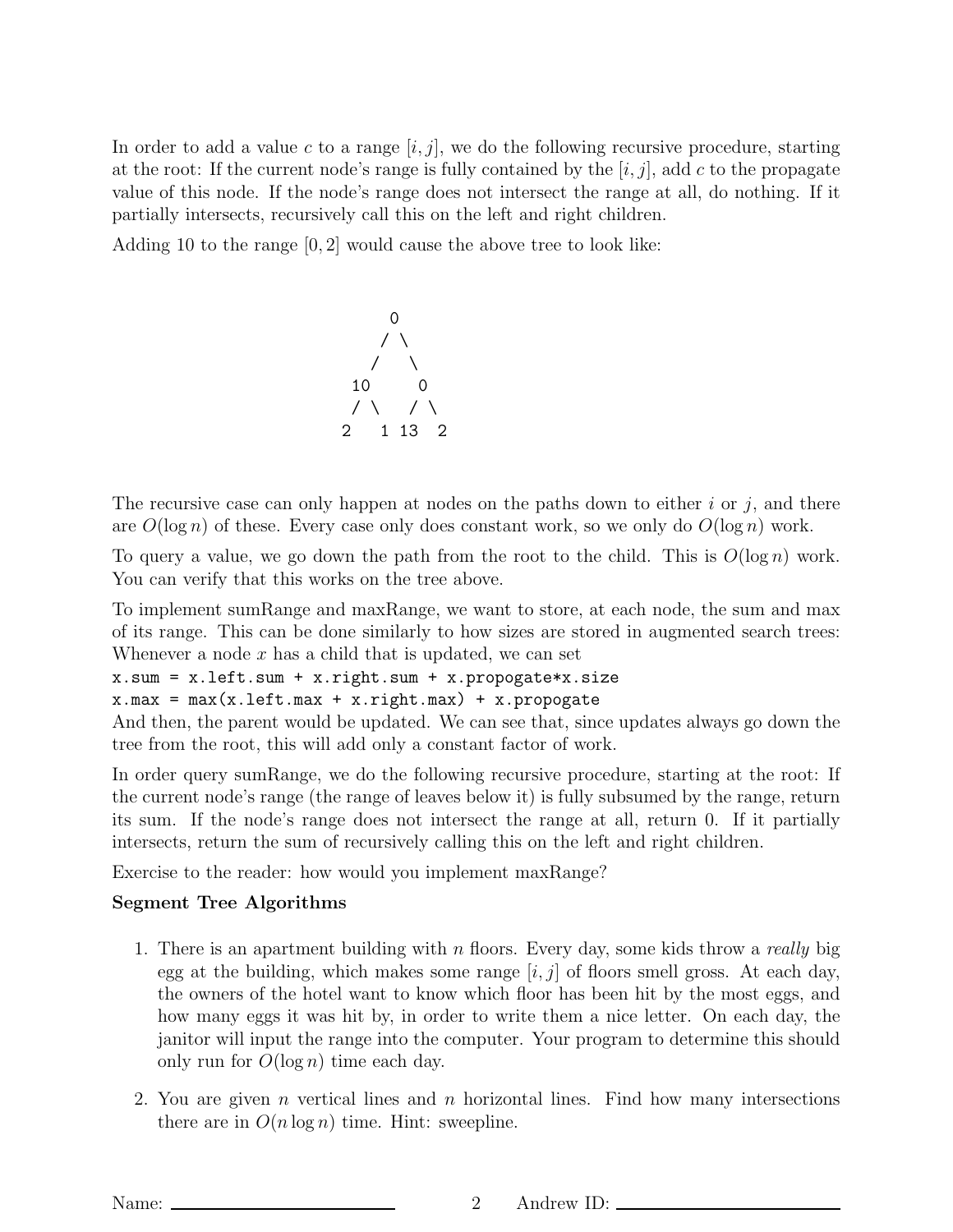In order to add a value $c$ to a range $[i, j]$, we do the following recursive procedure, starting at the root: If the current node's range is fully contained by the $[i, j]$, add $c$ to the propagate value of this node. If the node's range does not intersect the range at all, do nothing. If it partially intersects, recursively call this on the left and right children.

Adding 10 to the range $[0, 2]$ would cause the above tree to look like:

```
          0
         / \
        /   \
      10     0
      / \   / \
     2   1 13  2
```

The recursive case can only happen at nodes on the paths down to either $i$ or $j$, and there are $O(\log n)$ of these. Every case only does constant work, so we only do $O(\log n)$ work.

To query a value, we go down the path from the root to the child. This is $O(\log n)$ work. You can verify that this works on the tree above.

To implement sumRange and maxRange, we want to store, at each node, the sum and max of its range. This can be done similarly to how sizes are stored in augmented search trees: Whenever a node $x$ has a child that is updated, we can set

```
x.sum = x.left.sum + x.right.sum + x.propogate*x.size
x.max = max(x.left.max + x.right.max) + x.propogate
```

And then, the parent would be updated. We can see that, since updates always go down the tree from the root, this will add only a constant factor of work.

In order query sumRange, we do the following recursive procedure, starting at the root: If the current node's range (the range of leaves below it) is fully subsumed by the range, return its sum. If the node's range does not intersect the range at all, return 0. If it partially intersects, return the sum of recursively calling this on the left and right children.

Exercise to the reader: how would you implement maxRange?

**Segment Tree Algorithms**

1. There is an apartment building with $n$ floors. Every day, some kids throw a *really* big egg at the building, which makes some range $[i, j]$ of floors smell gross. At each day, the owners of the hotel want to know which floor has been hit by the most eggs, and how many eggs it was hit by, in order to write them a nice letter. On each day, the janitor will input the range into the computer. Your program to determine this should only run for $O(\log n)$ time each day.

2. You are given $n$ vertical lines and $n$ horizontal lines. Find how many intersections there are in $O(n \log n)$ time. Hint: sweepline.

Name: \_\_\_\_\_\_\_\_\_\_\_\_\_\_\_\_\_\_\_\_ Andrew ID: \_\_\_\_\_\_\_\_\_\_\_\_\_\_\_\_\_\_\_\_